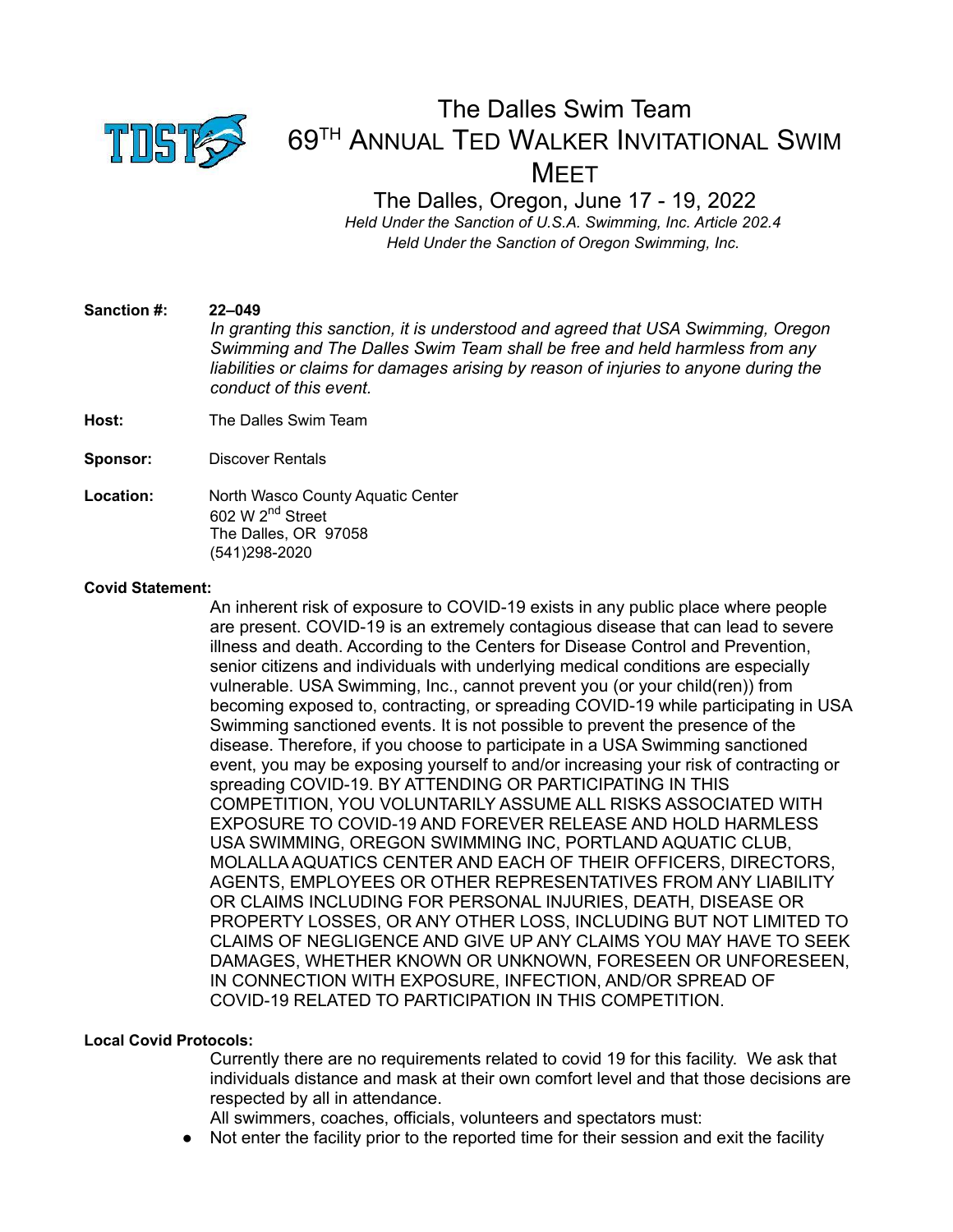# The Dalles Swim Team

# 69TH Annual Ted Walker Invitational Swim Meet

## The Dalles, Oregon, June 17 - 19, 2022

*Held Under the Sanction of U.S.A. Swimming, Inc. Article 202.4*

*Held Under the Sanction of Oregon Swimming, Inc.*

**Sanction #:** **22–049**

*In granting this sanction, it is understood and agreed that USA Swimming, Oregon Swimming and The Dalles Swim Team shall be free and held harmless from any liabilities or claims for damages arising by reason of injuries to anyone during the conduct of this event.*

**Host:** The Dalles Swim Team

**Sponsor:** Discover Rentals

**Location:** North Wasco County Aquatic Center
602 W 2nd Street
The Dalles, OR 97058
(541)298-2020

**Covid Statement:**

An inherent risk of exposure to COVID-19 exists in any public place where people are present. COVID-19 is an extremely contagious disease that can lead to severe illness and death. According to the Centers for Disease Control and Prevention, senior citizens and individuals with underlying medical conditions are especially vulnerable. USA Swimming, Inc., cannot prevent you (or your child(ren)) from becoming exposed to, contracting, or spreading COVID-19 while participating in USA Swimming sanctioned events. It is not possible to prevent the presence of the disease. Therefore, if you choose to participate in a USA Swimming sanctioned event, you may be exposing yourself to and/or increasing your risk of contracting or spreading COVID-19. BY ATTENDING OR PARTICIPATING IN THIS COMPETITION, YOU VOLUNTARILY ASSUME ALL RISKS ASSOCIATED WITH EXPOSURE TO COVID-19 AND FOREVER RELEASE AND HOLD HARMLESS USA SWIMMING, OREGON SWIMMING INC, PORTLAND AQUATIC CLUB, MOLALLA AQUATICS CENTER AND EACH OF THEIR OFFICERS, DIRECTORS, AGENTS, EMPLOYEES OR OTHER REPRESENTATIVES FROM ANY LIABILITY OR CLAIMS INCLUDING FOR PERSONAL INJURIES, DEATH, DISEASE OR PROPERTY LOSSES, OR ANY OTHER LOSS, INCLUDING BUT NOT LIMITED TO CLAIMS OF NEGLIGENCE AND GIVE UP ANY CLAIMS YOU MAY HAVE TO SEEK DAMAGES, WHETHER KNOWN OR UNKNOWN, FORESEEN OR UNFORESEEN, IN CONNECTION WITH EXPOSURE, INFECTION, AND/OR SPREAD OF COVID-19 RELATED TO PARTICIPATION IN THIS COMPETITION.

**Local Covid Protocols:**

Currently there are no requirements related to covid 19 for this facility. We ask that individuals distance and mask at their own comfort level and that those decisions are respected by all in attendance.

All swimmers, coaches, officials, volunteers and spectators must:

- Not enter the facility prior to the reported time for their session and exit the facility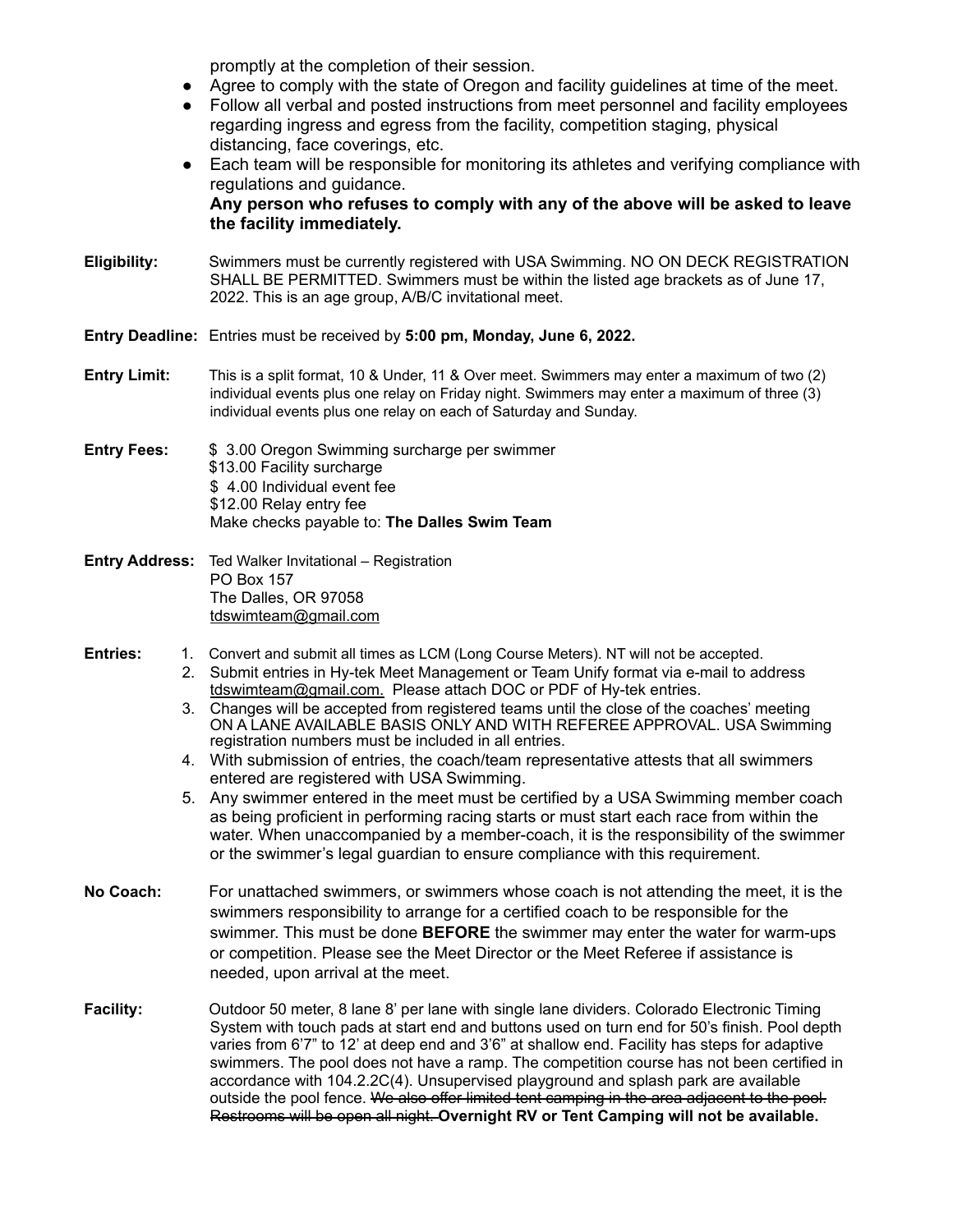promptly at the completion of their session.

- Agree to comply with the state of Oregon and facility guidelines at time of the meet.
- Follow all verbal and posted instructions from meet personnel and facility employees regarding ingress and egress from the facility, competition staging, physical distancing, face coverings, etc.
- Each team will be responsible for monitoring its athletes and verifying compliance with regulations and guidance.
  **Any person who refuses to comply with any of the above will be asked to leave the facility immediately.**

**Eligibility:** Swimmers must be currently registered with USA Swimming. NO ON DECK REGISTRATION SHALL BE PERMITTED. Swimmers must be within the listed age brackets as of June 17, 2022. This is an age group, A/B/C invitational meet.

**Entry Deadline:** Entries must be received by **5:00 pm, Monday, June 6, 2022.**

**Entry Limit:** This is a split format, 10 & Under, 11 & Over meet. Swimmers may enter a maximum of two (2) individual events plus one relay on Friday night. Swimmers may enter a maximum of three (3) individual events plus one relay on each of Saturday and Sunday.

**Entry Fees:**
$ 3.00 Oregon Swimming surcharge per swimmer
$13.00 Facility surcharge
$ 4.00 Individual event fee
$12.00 Relay entry fee
Make checks payable to: **The Dalles Swim Team**

**Entry Address:**
Ted Walker Invitational – Registration
PO Box 157
The Dalles, OR 97058
tdswimteam@gmail.com

**Entries:**

1. Convert and submit all times as LCM (Long Course Meters). NT will not be accepted.
2. Submit entries in Hy-tek Meet Management or Team Unify format via e-mail to address tdswimteam@gmail.com. Please attach DOC or PDF of Hy-tek entries.
3. Changes will be accepted from registered teams until the close of the coaches' meeting ON A LANE AVAILABLE BASIS ONLY AND WITH REFEREE APPROVAL. USA Swimming registration numbers must be included in all entries.
4. With submission of entries, the coach/team representative attests that all swimmers entered are registered with USA Swimming.
5. Any swimmer entered in the meet must be certified by a USA Swimming member coach as being proficient in performing racing starts or must start each race from within the water. When unaccompanied by a member-coach, it is the responsibility of the swimmer or the swimmer's legal guardian to ensure compliance with this requirement.

**No Coach:** For unattached swimmers, or swimmers whose coach is not attending the meet, it is the swimmers responsibility to arrange for a certified coach to be responsible for the swimmer. This must be done **BEFORE** the swimmer may enter the water for warm-ups or competition. Please see the Meet Director or the Meet Referee if assistance is needed, upon arrival at the meet.

**Facility:** Outdoor 50 meter, 8 lane 8' per lane with single lane dividers. Colorado Electronic Timing System with touch pads at start end and buttons used on turn end for 50's finish. Pool depth varies from 6'7" to 12' at deep end and 3'6" at shallow end. Facility has steps for adaptive swimmers. The pool does not have a ramp. The competition course has not been certified in accordance with 104.2.2C(4). Unsupervised playground and splash park are available outside the pool fence. ~~We also offer limited tent camping in the area adjacent to the pool. Restrooms will be open all night.~~ **Overnight RV or Tent Camping will not be available.**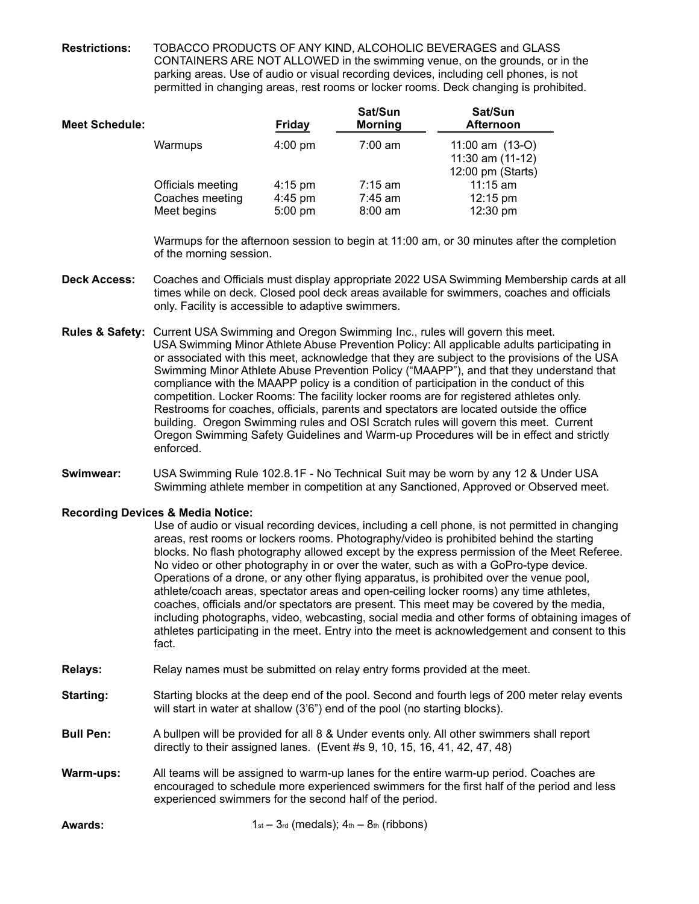**Restrictions:** TOBACCO PRODUCTS OF ANY KIND, ALCOHOLIC BEVERAGES and GLASS CONTAINERS ARE NOT ALLOWED in the swimming venue, on the grounds, or in the parking areas. Use of audio or visual recording devices, including cell phones, is not permitted in changing areas, rest rooms or locker rooms. Deck changing is prohibited.

**Meet Schedule:**

| | Friday | Sat/Sun Morning | Sat/Sun Afternoon |
|---|---|---|---|
| Warmups | 4:00 pm | 7:00 am | 11:00 am (13-O)<br>11:30 am (11-12)<br>12:00 pm (Starts) |
| Officials meeting | 4:15 pm | 7:15 am | 11:15 am |
| Coaches meeting | 4:45 pm | 7:45 am | 12:15 pm |
| Meet begins | 5:00 pm | 8:00 am | 12:30 pm |

Warmups for the afternoon session to begin at 11:00 am, or 30 minutes after the completion of the morning session.

**Deck Access:** Coaches and Officials must display appropriate 2022 USA Swimming Membership cards at all times while on deck. Closed pool deck areas available for swimmers, coaches and officials only. Facility is accessible to adaptive swimmers.

**Rules & Safety:** Current USA Swimming and Oregon Swimming Inc., rules will govern this meet. USA Swimming Minor Athlete Abuse Prevention Policy: All applicable adults participating in or associated with this meet, acknowledge that they are subject to the provisions of the USA Swimming Minor Athlete Abuse Prevention Policy ("MAAPP"), and that they understand that compliance with the MAAPP policy is a condition of participation in the conduct of this competition. Locker Rooms: The facility locker rooms are for registered athletes only. Restrooms for coaches, officials, parents and spectators are located outside the office building. Oregon Swimming rules and OSI Scratch rules will govern this meet. Current Oregon Swimming Safety Guidelines and Warm-up Procedures will be in effect and strictly enforced.

**Swimwear:** USA Swimming Rule 102.8.1F - No Technical Suit may be worn by any 12 & Under USA Swimming athlete member in competition at any Sanctioned, Approved or Observed meet.

**Recording Devices & Media Notice:**

Use of audio or visual recording devices, including a cell phone, is not permitted in changing areas, rest rooms or lockers rooms. Photography/video is prohibited behind the starting blocks. No flash photography allowed except by the express permission of the Meet Referee. No video or other photography in or over the water, such as with a GoPro-type device. Operations of a drone, or any other flying apparatus, is prohibited over the venue pool, athlete/coach areas, spectator areas and open-ceiling locker rooms) any time athletes, coaches, officials and/or spectators are present. This meet may be covered by the media, including photographs, video, webcasting, social media and other forms of obtaining images of athletes participating in the meet. Entry into the meet is acknowledgement and consent to this fact.

**Relays:** Relay names must be submitted on relay entry forms provided at the meet.

**Starting:** Starting blocks at the deep end of the pool. Second and fourth legs of 200 meter relay events will start in water at shallow (3'6") end of the pool (no starting blocks).

**Bull Pen:** A bullpen will be provided for all 8 & Under events only. All other swimmers shall report directly to their assigned lanes. (Event #s 9, 10, 15, 16, 41, 42, 47, 48)

**Warm-ups:** All teams will be assigned to warm-up lanes for the entire warm-up period. Coaches are encouraged to schedule more experienced swimmers for the first half of the period and less experienced swimmers for the second half of the period.

**Awards:** 1st – 3rd (medals); 4th – 8th (ribbons)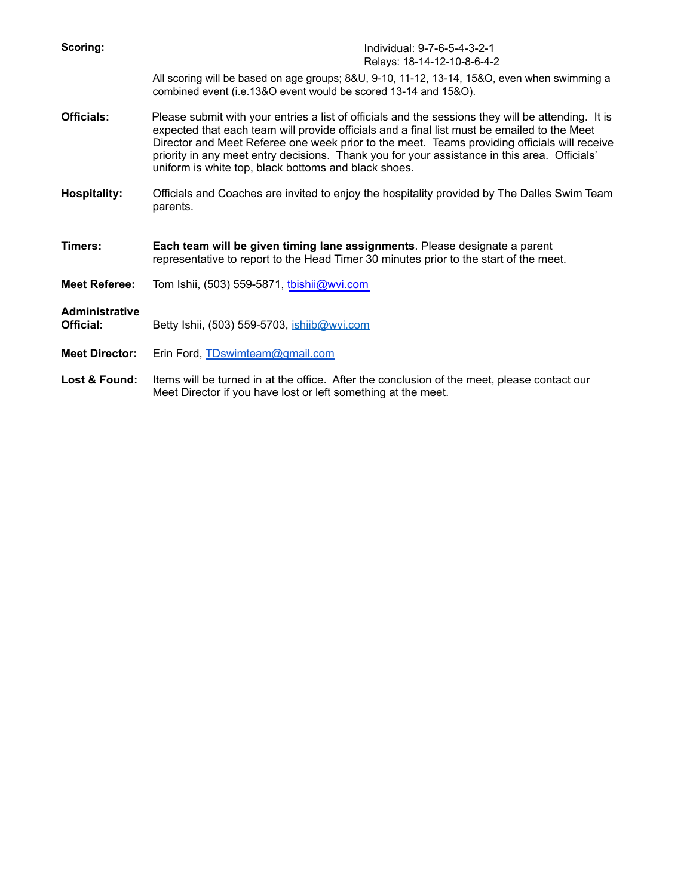**Scoring:**

Individual: 9-7-6-5-4-3-2-1
Relays: 18-14-12-10-8-6-4-2

All scoring will be based on age groups; 8&U, 9-10, 11-12, 13-14, 15&O, even when swimming a combined event (i.e.13&O event would be scored 13-14 and 15&O).

**Officials:** Please submit with your entries a list of officials and the sessions they will be attending. It is expected that each team will provide officials and a final list must be emailed to the Meet Director and Meet Referee one week prior to the meet. Teams providing officials will receive priority in any meet entry decisions. Thank you for your assistance in this area. Officials' uniform is white top, black bottoms and black shoes.

**Hospitality:** Officials and Coaches are invited to enjoy the hospitality provided by The Dalles Swim Team parents.

**Timers:** **Each team will be given timing lane assignments**. Please designate a parent representative to report to the Head Timer 30 minutes prior to the start of the meet.

**Meet Referee:** Tom Ishii, (503) 559-5871, tbishii@wvi.com

**Administrative Official:** Betty Ishii, (503) 559-5703, ishiib@wvi.com

**Meet Director:** Erin Ford, TDswimteam@gmail.com

**Lost & Found:** Items will be turned in at the office. After the conclusion of the meet, please contact our Meet Director if you have lost or left something at the meet.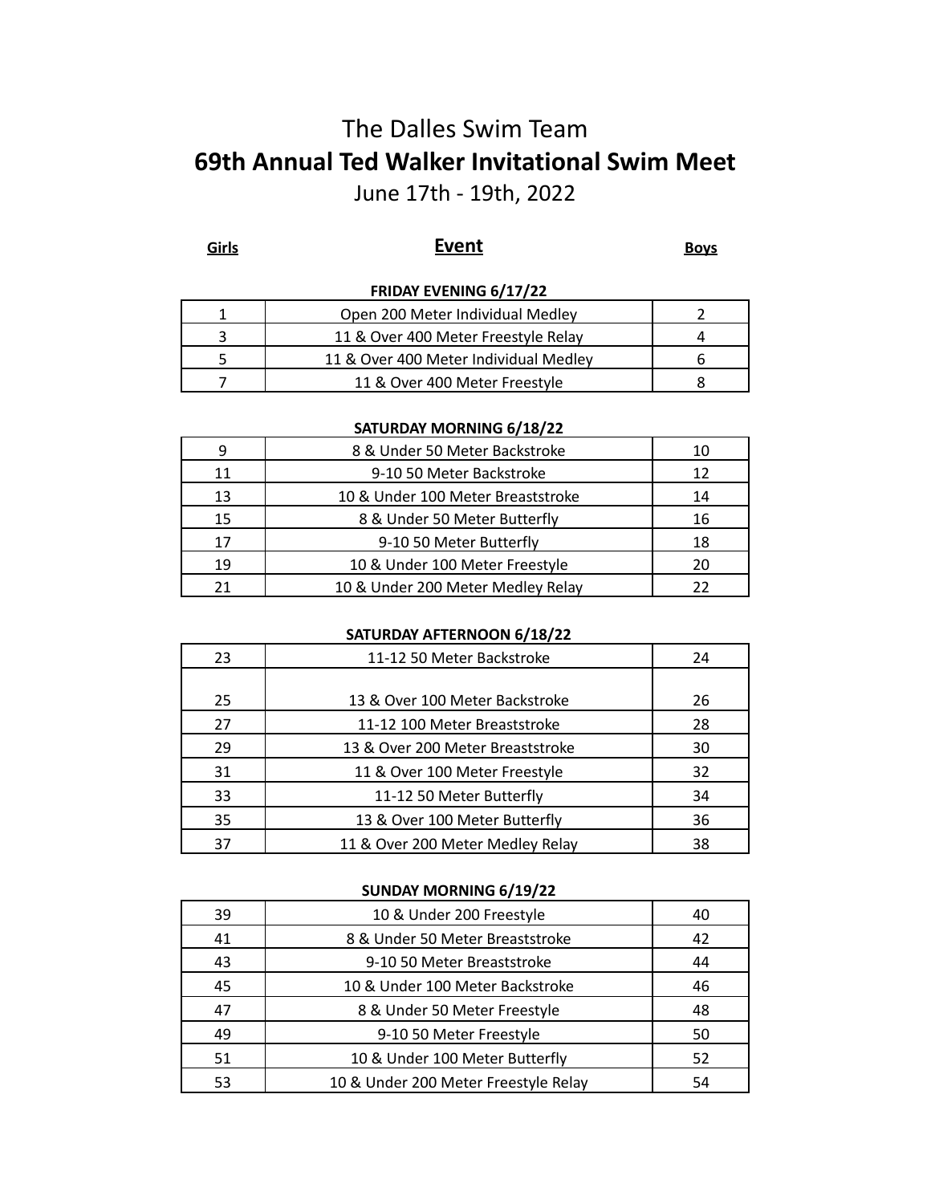# The Dalles Swim Team

## 69th Annual Ted Walker Invitational Swim Meet

June 17th - 19th, 2022

**FRIDAY EVENING 6/17/22**

| Girls | Event | Boys |
|---|---|---|
| 1 | Open 200 Meter Individual Medley | 2 |
| 3 | 11 & Over 400 Meter Freestyle Relay | 4 |
| 5 | 11 & Over 400 Meter Individual Medley | 6 |
| 7 | 11 & Over 400 Meter Freestyle | 8 |

**SATURDAY MORNING 6/18/22**

| Girls | Event | Boys |
|---|---|---|
| 9 | 8 & Under 50 Meter Backstroke | 10 |
| 11 | 9-10 50 Meter Backstroke | 12 |
| 13 | 10 & Under 100 Meter Breaststroke | 14 |
| 15 | 8 & Under 50 Meter Butterfly | 16 |
| 17 | 9-10 50 Meter Butterfly | 18 |
| 19 | 10 & Under 100 Meter Freestyle | 20 |
| 21 | 10 & Under 200 Meter Medley Relay | 22 |

**SATURDAY AFTERNOON 6/18/22**

| Girls | Event | Boys |
|---|---|---|
| 23 | 11-12 50 Meter Backstroke | 24 |
| 25 | 13 & Over 100 Meter Backstroke | 26 |
| 27 | 11-12 100 Meter Breaststroke | 28 |
| 29 | 13 & Over 200 Meter Breaststroke | 30 |
| 31 | 11 & Over 100 Meter Freestyle | 32 |
| 33 | 11-12 50 Meter Butterfly | 34 |
| 35 | 13 & Over 100 Meter Butterfly | 36 |
| 37 | 11 & Over 200 Meter Medley Relay | 38 |

**SUNDAY MORNING 6/19/22**

| Girls | Event | Boys |
|---|---|---|
| 39 | 10 & Under 200 Freestyle | 40 |
| 41 | 8 & Under 50 Meter Breaststroke | 42 |
| 43 | 9-10 50 Meter Breaststroke | 44 |
| 45 | 10 & Under 100 Meter Backstroke | 46 |
| 47 | 8 & Under 50 Meter Freestyle | 48 |
| 49 | 9-10 50 Meter Freestyle | 50 |
| 51 | 10 & Under 100 Meter Butterfly | 52 |
| 53 | 10 & Under 200 Meter Freestyle Relay | 54 |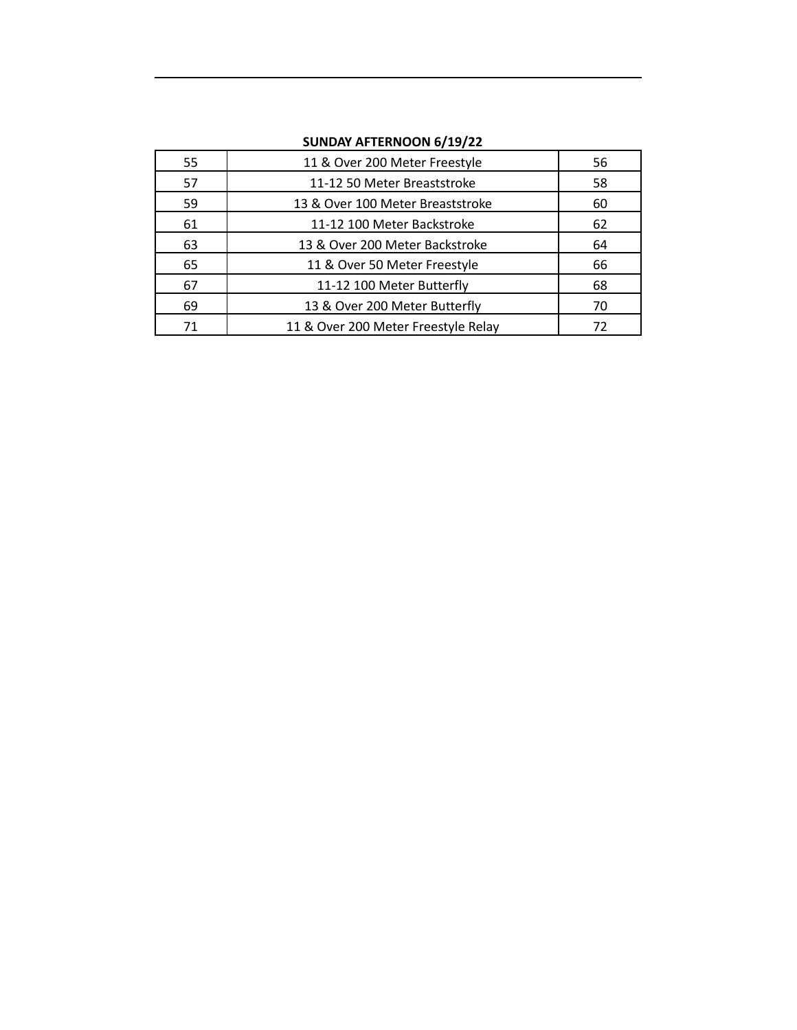**SUNDAY AFTERNOON 6/19/22**

| | | |
|---|---|---|
| 55 | 11 & Over 200 Meter Freestyle | 56 |
| 57 | 11-12 50 Meter Breaststroke | 58 |
| 59 | 13 & Over 100 Meter Breaststroke | 60 |
| 61 | 11-12 100 Meter Backstroke | 62 |
| 63 | 13 & Over 200 Meter Backstroke | 64 |
| 65 | 11 & Over 50 Meter Freestyle | 66 |
| 67 | 11-12 100 Meter Butterfly | 68 |
| 69 | 13 & Over 200 Meter Butterfly | 70 |
| 71 | 11 & Over 200 Meter Freestyle Relay | 72 |